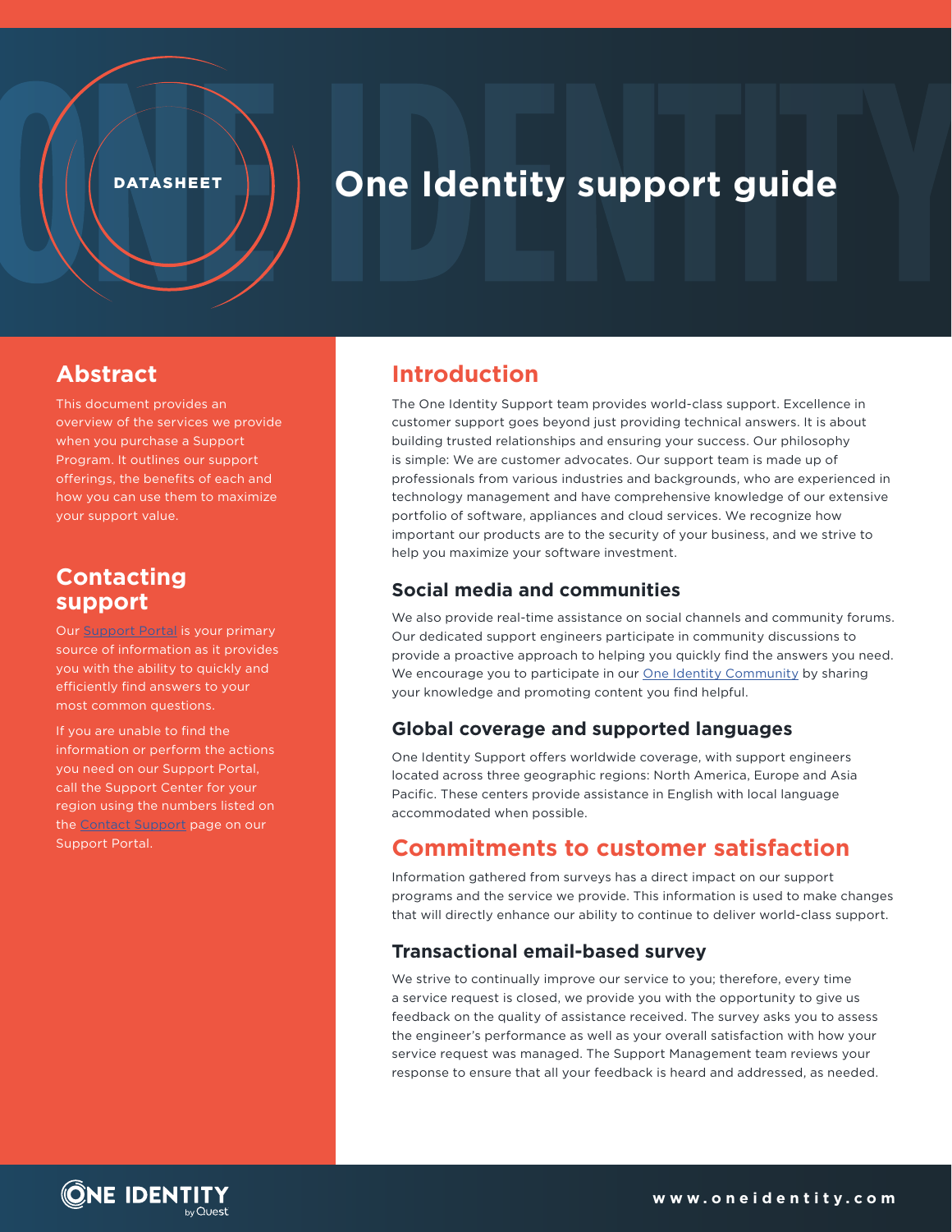DATASHEET

# One Identity support guide

## Abstract

This document provides an overview of the services we provide when you purchase a Support Program. It outlines our support offerings, the benefits of each and how you can use them to maximize your support value.

## Contacting support

Our Support Portal is your primary source of information as it provides you with the ability to quickly and efficiently find answers to your most common questions.

If you are unable to find the information or perform the actions you need on our Support Portal, call the Support Center for your region using the numbers listed on the Contact Support page on our Support Portal.

## Introduction

The One Identity Support team provides world-class support. Excellence in customer support goes beyond just providing technical answers. It is about building trusted relationships and ensuring your success. Our philosophy is simple: We are customer advocates. Our support team is made up of professionals from various industries and backgrounds, who are experienced in technology management and have comprehensive knowledge of our extensive portfolio of software, appliances and cloud services. We recognize how important our products are to the security of your business, and we strive to help you maximize your software investment.

### Social media and communities

We also provide real-time assistance on social channels and community forums. Our dedicated support engineers participate in community discussions to provide a proactive approach to helping you quickly find the answers you need. We encourage you to participate in our One Identity Community by sharing your knowledge and promoting content you find helpful.

### Global coverage and supported languages

One Identity Support offers worldwide coverage, with support engineers located across three geographic regions: North America, Europe and Asia Pacific. These centers provide assistance in English with local language accommodated when possible.

## Commitments to customer satisfaction

Information gathered from surveys has a direct impact on our support programs and the service we provide. This information is used to make changes that will directly enhance our ability to continue to deliver world-class support.

### Transactional email-based survey

We strive to continually improve our service to you; therefore, every time a service request is closed, we provide you with the opportunity to give us feedback on the quality of assistance received. The survey asks you to assess the engineer's performance as well as your overall satisfaction with how your service request was managed. The Support Management team reviews your response to ensure that all your feedback is heard and addressed, as needed.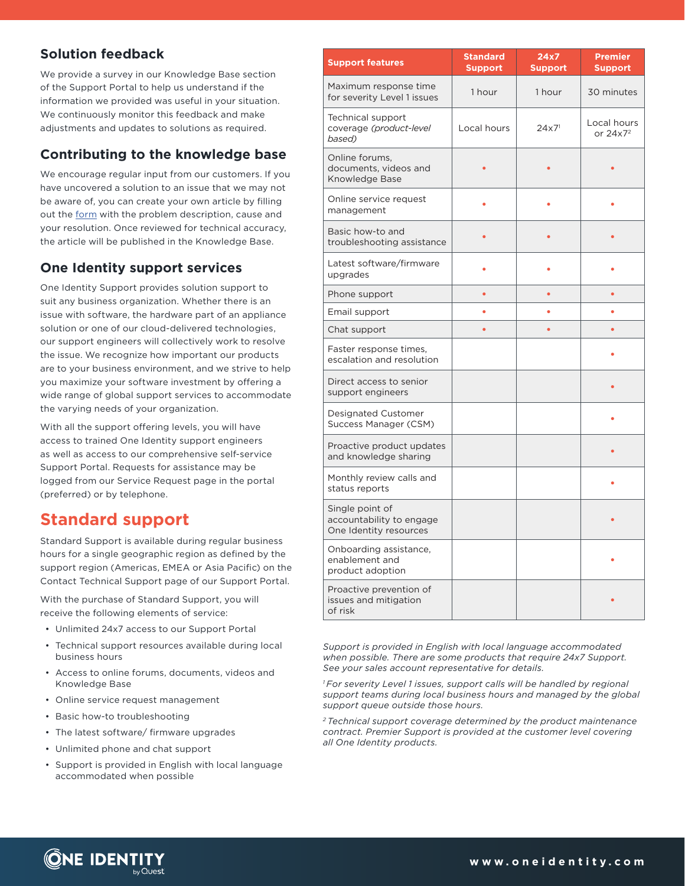## Solution feedback

We provide a survey in our Knowledge Base section of the Support Portal to help us understand if the information we provided was useful in your situation. We continuously monitor this feedback and make adjustments and updates to solutions as required.

## Contributing to the knowledge base

We encourage regular input from our customers. If you have uncovered a solution to an issue that we may not be aware of, you can create your own article by filling out the form with the problem description, cause and your resolution. Once reviewed for technical accuracy, the article will be published in the Knowledge Base.

## One Identity support services

One Identity Support provides solution support to suit any business organization. Whether there is an issue with software, the hardware part of an appliance solution or one of our cloud-delivered technologies, our support engineers will collectively work to resolve the issue. We recognize how important our products are to your business environment, and we strive to help you maximize your software investment by offering a wide range of global support services to accommodate the varying needs of your organization.

With all the support offering levels, you will have access to trained One Identity support engineers as well as access to our comprehensive self-service Support Portal. Requests for assistance may be logged from our Service Request page in the portal (preferred) or by telephone.

# Standard support

Standard Support is available during regular business hours for a single geographic region as defined by the support region (Americas, EMEA or Asia Pacific) on the Contact Technical Support page of our Support Portal.

With the purchase of Standard Support, you will receive the following elements of service:

- Unlimited 24x7 access to our Support Portal
- Technical support resources available during local business hours
- Access to online forums, documents, videos and Knowledge Base
- Online service request management
- Basic how-to troubleshooting
- The latest software/ firmware upgrades
- Unlimited phone and chat support
- Support is provided in English with local language accommodated when possible

| Support features | Standard Support | 24x7 Support | Premier Support |
|---|---|---|---|
| Maximum response time for severity Level 1 issues | 1 hour | 1 hour | 30 minutes |
| Technical support coverage *(product-level based)* | Local hours | 24x7[1] | Local hours or 24x7[2] |
| Online forums, documents, videos and Knowledge Base | • | • | • |
| Online service request management | • | • | • |
| Basic how-to and troubleshooting assistance | • | • | • |
| Latest software/firmware upgrades | • | • | • |
| Phone support | • | • | • |
| Email support | • | • | • |
| Chat support | • | • | • |
| Faster response times, escalation and resolution | | | • |
| Direct access to senior support engineers | | | • |
| Designated Customer Success Manager (CSM) | | | • |
| Proactive product updates and knowledge sharing | | | • |
| Monthly review calls and status reports | | | • |
| Single point of accountability to engage One Identity resources | | | • |
| Onboarding assistance, enablement and product adoption | | | • |
| Proactive prevention of issues and mitigation of risk | | | • |

*Support is provided in English with local language accommodated when possible. There are some products that require 24x7 Support. See your sales account representative for details.*

*[1] For severity Level 1 issues, support calls will be handled by regional support teams during local business hours and managed by the global support queue outside those hours.*

*[2] Technical support coverage determined by the product maintenance contract. Premier Support is provided at the customer level covering all One Identity products.*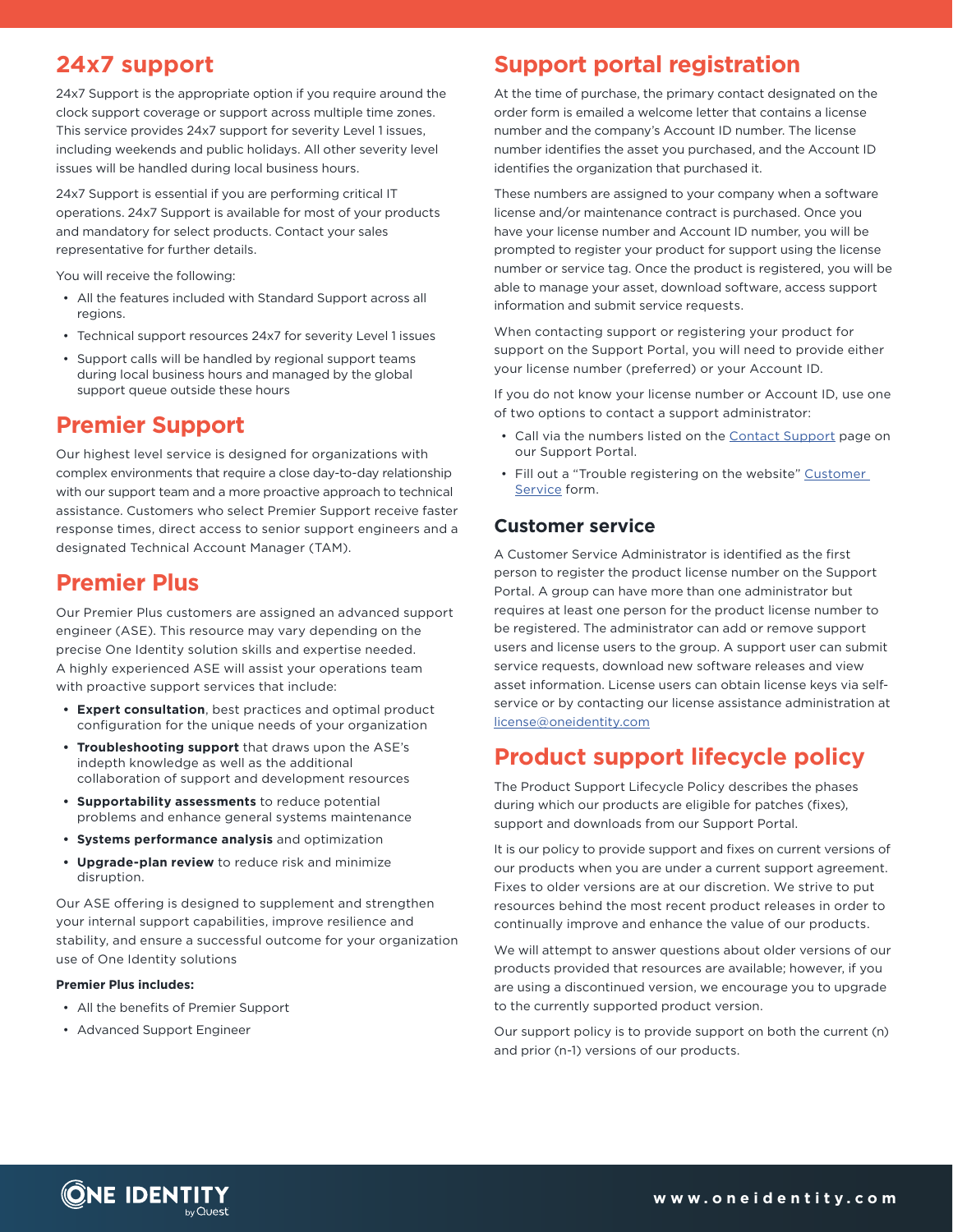## 24x7 support

24x7 Support is the appropriate option if you require around the clock support coverage or support across multiple time zones. This service provides 24x7 support for severity Level 1 issues, including weekends and public holidays. All other severity level issues will be handled during local business hours.

24x7 Support is essential if you are performing critical IT operations. 24x7 Support is available for most of your products and mandatory for select products. Contact your sales representative for further details.

You will receive the following:

- All the features included with Standard Support across all regions.
- Technical support resources 24x7 for severity Level 1 issues
- Support calls will be handled by regional support teams during local business hours and managed by the global support queue outside these hours

## Premier Support

Our highest level service is designed for organizations with complex environments that require a close day-to-day relationship with our support team and a more proactive approach to technical assistance. Customers who select Premier Support receive faster response times, direct access to senior support engineers and a designated Technical Account Manager (TAM).

## Premier Plus

Our Premier Plus customers are assigned an advanced support engineer (ASE). This resource may vary depending on the precise One Identity solution skills and expertise needed. A highly experienced ASE will assist your operations team with proactive support services that include:

- **Expert consultation**, best practices and optimal product configuration for the unique needs of your organization
- **Troubleshooting support** that draws upon the ASE's indepth knowledge as well as the additional collaboration of support and development resources
- **Supportability assessments** to reduce potential problems and enhance general systems maintenance
- **Systems performance analysis** and optimization
- **Upgrade-plan review** to reduce risk and minimize disruption.

Our ASE offering is designed to supplement and strengthen your internal support capabilities, improve resilience and stability, and ensure a successful outcome for your organization use of One Identity solutions

**Premier Plus includes:**

- All the benefits of Premier Support
- Advanced Support Engineer

## Support portal registration

At the time of purchase, the primary contact designated on the order form is emailed a welcome letter that contains a license number and the company's Account ID number. The license number identifies the asset you purchased, and the Account ID identifies the organization that purchased it.

These numbers are assigned to your company when a software license and/or maintenance contract is purchased. Once you have your license number and Account ID number, you will be prompted to register your product for support using the license number or service tag. Once the product is registered, you will be able to manage your asset, download software, access support information and submit service requests.

When contacting support or registering your product for support on the Support Portal, you will need to provide either your license number (preferred) or your Account ID.

If you do not know your license number or Account ID, use one of two options to contact a support administrator:

- Call via the numbers listed on the Contact Support page on our Support Portal.
- Fill out a "Trouble registering on the website" Customer Service form.

### Customer service

A Customer Service Administrator is identified as the first person to register the product license number on the Support Portal. A group can have more than one administrator but requires at least one person for the product license number to be registered. The administrator can add or remove support users and license users to the group. A support user can submit service requests, download new software releases and view asset information. License users can obtain license keys via self-service or by contacting our license assistance administration at license@oneidentity.com

## Product support lifecycle policy

The Product Support Lifecycle Policy describes the phases during which our products are eligible for patches (fixes), support and downloads from our Support Portal.

It is our policy to provide support and fixes on current versions of our products when you are under a current support agreement. Fixes to older versions are at our discretion. We strive to put resources behind the most recent product releases in order to continually improve and enhance the value of our products.

We will attempt to answer questions about older versions of our products provided that resources are available; however, if you are using a discontinued version, we encourage you to upgrade to the currently supported product version.

Our support policy is to provide support on both the current (n) and prior (n-1) versions of our products.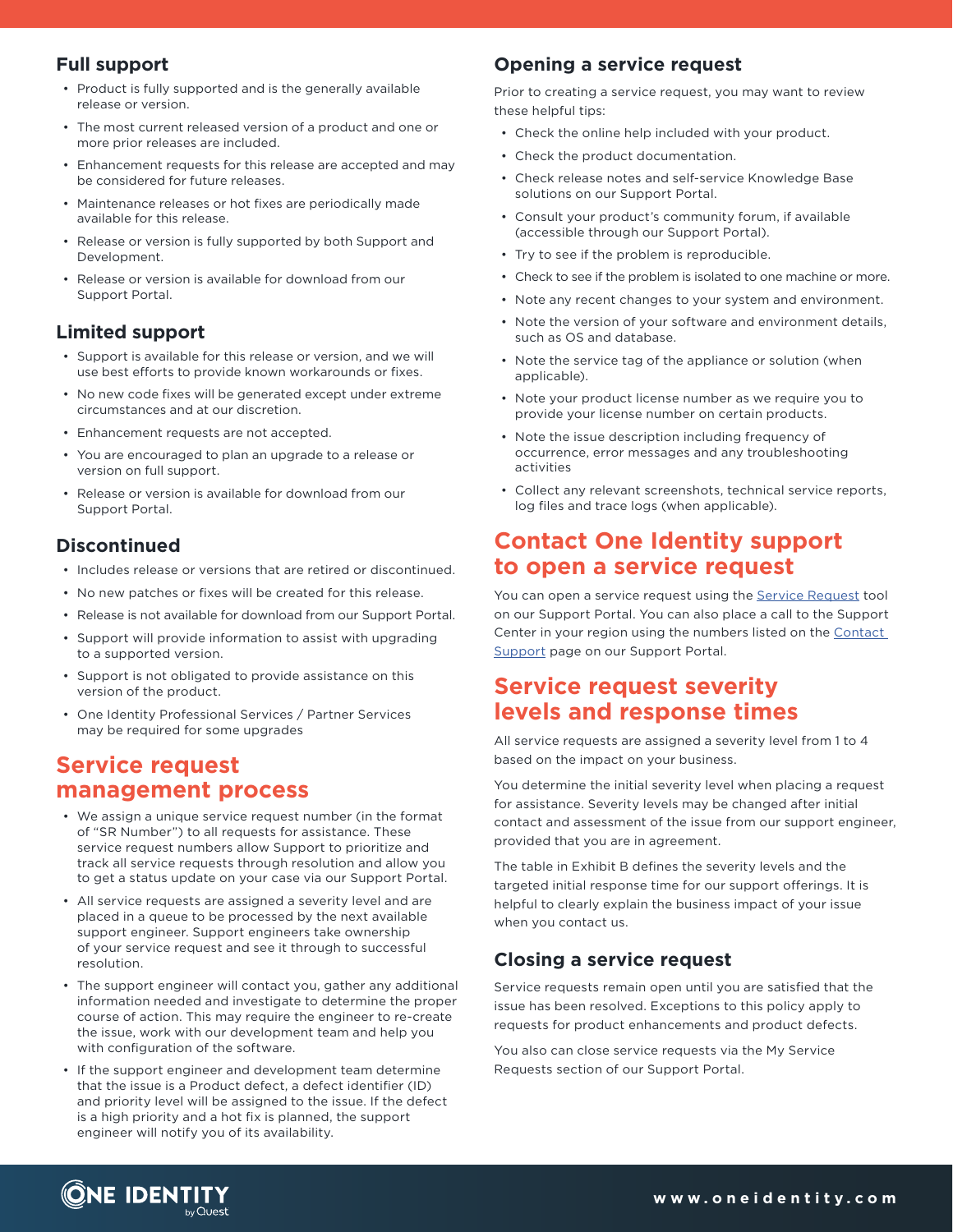### Full support

- Product is fully supported and is the generally available release or version.
- The most current released version of a product and one or more prior releases are included.
- Enhancement requests for this release are accepted and may be considered for future releases.
- Maintenance releases or hot fixes are periodically made available for this release.
- Release or version is fully supported by both Support and Development.
- Release or version is available for download from our Support Portal.

### Limited support

- Support is available for this release or version, and we will use best efforts to provide known workarounds or fixes.
- No new code fixes will be generated except under extreme circumstances and at our discretion.
- Enhancement requests are not accepted.
- You are encouraged to plan an upgrade to a release or version on full support.
- Release or version is available for download from our Support Portal.

### Discontinued

- Includes release or versions that are retired or discontinued.
- No new patches or fixes will be created for this release.
- Release is not available for download from our Support Portal.
- Support will provide information to assist with upgrading to a supported version.
- Support is not obligated to provide assistance on this version of the product.
- One Identity Professional Services / Partner Services may be required for some upgrades

## Service request management process

- We assign a unique service request number (in the format of "SR Number") to all requests for assistance. These service request numbers allow Support to prioritize and track all service requests through resolution and allow you to get a status update on your case via our Support Portal.
- All service requests are assigned a severity level and are placed in a queue to be processed by the next available support engineer. Support engineers take ownership of your service request and see it through to successful resolution.
- The support engineer will contact you, gather any additional information needed and investigate to determine the proper course of action. This may require the engineer to re-create the issue, work with our development team and help you with configuration of the software.
- If the support engineer and development team determine that the issue is a Product defect, a defect identifier (ID) and priority level will be assigned to the issue. If the defect is a high priority and a hot fix is planned, the support engineer will notify you of its availability.

### Opening a service request

Prior to creating a service request, you may want to review these helpful tips:

- Check the online help included with your product.
- Check the product documentation.
- Check release notes and self-service Knowledge Base solutions on our Support Portal.
- Consult your product's community forum, if available (accessible through our Support Portal).
- Try to see if the problem is reproducible.
- Check to see if the problem is isolated to one machine or more.
- Note any recent changes to your system and environment.
- Note the version of your software and environment details, such as OS and database.
- Note the service tag of the appliance or solution (when applicable).
- Note your product license number as we require you to provide your license number on certain products.
- Note the issue description including frequency of occurrence, error messages and any troubleshooting activities
- Collect any relevant screenshots, technical service reports, log files and trace logs (when applicable).

## Contact One Identity support to open a service request

You can open a service request using the Service Request tool on our Support Portal. You can also place a call to the Support Center in your region using the numbers listed on the Contact Support page on our Support Portal.

## Service request severity levels and response times

All service requests are assigned a severity level from 1 to 4 based on the impact on your business.

You determine the initial severity level when placing a request for assistance. Severity levels may be changed after initial contact and assessment of the issue from our support engineer, provided that you are in agreement.

The table in Exhibit B defines the severity levels and the targeted initial response time for our support offerings. It is helpful to clearly explain the business impact of your issue when you contact us.

### Closing a service request

Service requests remain open until you are satisfied that the issue has been resolved. Exceptions to this policy apply to requests for product enhancements and product defects.

You also can close service requests via the My Service Requests section of our Support Portal.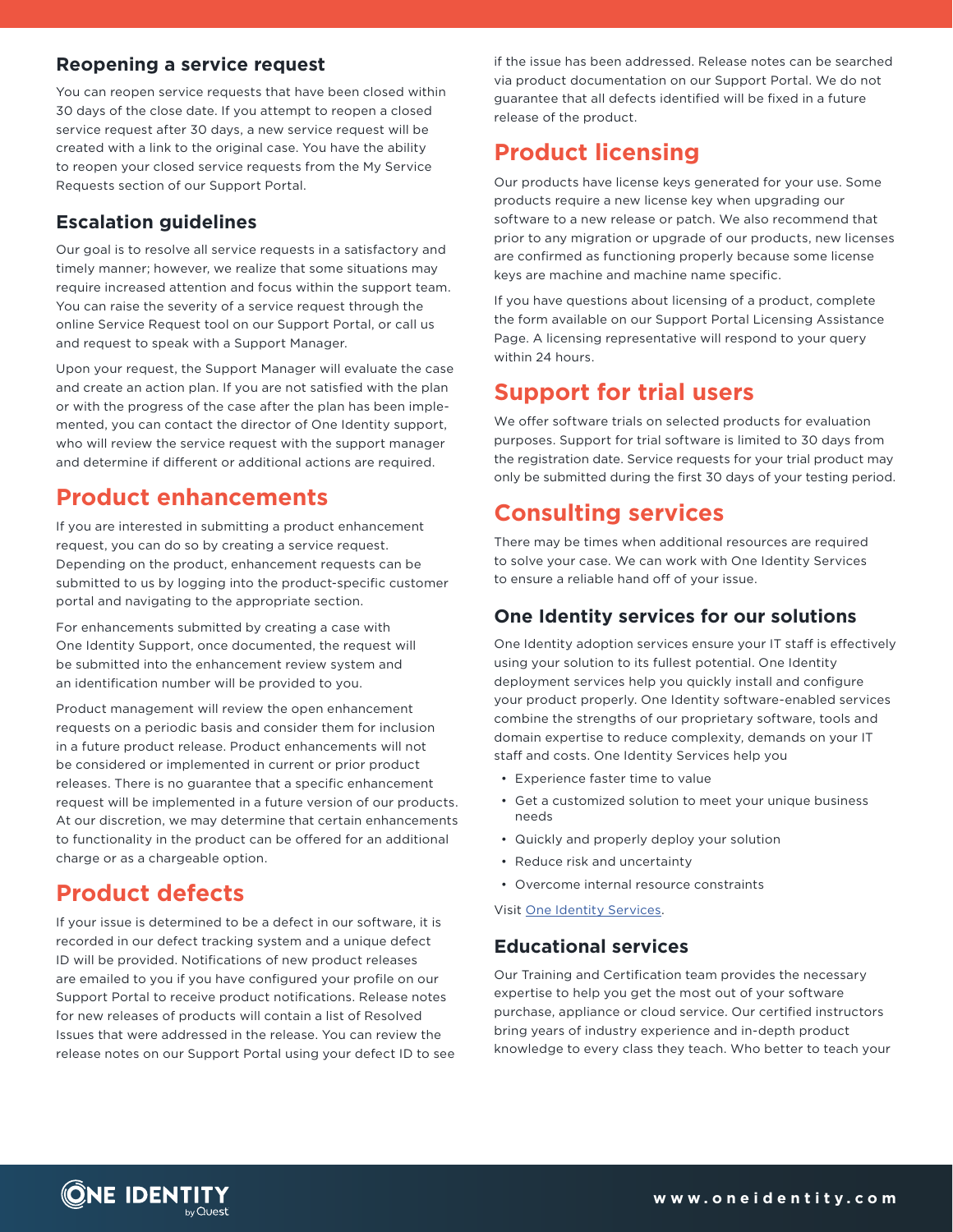### Reopening a service request

You can reopen service requests that have been closed within 30 days of the close date. If you attempt to reopen a closed service request after 30 days, a new service request will be created with a link to the original case. You have the ability to reopen your closed service requests from the My Service Requests section of our Support Portal.

### Escalation guidelines

Our goal is to resolve all service requests in a satisfactory and timely manner; however, we realize that some situations may require increased attention and focus within the support team. You can raise the severity of a service request through the online Service Request tool on our Support Portal, or call us and request to speak with a Support Manager.

Upon your request, the Support Manager will evaluate the case and create an action plan. If you are not satisfied with the plan or with the progress of the case after the plan has been implemented, you can contact the director of One Identity support, who will review the service request with the support manager and determine if different or additional actions are required.

## Product enhancements

If you are interested in submitting a product enhancement request, you can do so by creating a service request. Depending on the product, enhancement requests can be submitted to us by logging into the product-specific customer portal and navigating to the appropriate section.

For enhancements submitted by creating a case with One Identity Support, once documented, the request will be submitted into the enhancement review system and an identification number will be provided to you.

Product management will review the open enhancement requests on a periodic basis and consider them for inclusion in a future product release. Product enhancements will not be considered or implemented in current or prior product releases. There is no guarantee that a specific enhancement request will be implemented in a future version of our products. At our discretion, we may determine that certain enhancements to functionality in the product can be offered for an additional charge or as a chargeable option.

## Product defects

If your issue is determined to be a defect in our software, it is recorded in our defect tracking system and a unique defect ID will be provided. Notifications of new product releases are emailed to you if you have configured your profile on our Support Portal to receive product notifications. Release notes for new releases of products will contain a list of Resolved Issues that were addressed in the release. You can review the release notes on our Support Portal using your defect ID to see if the issue has been addressed. Release notes can be searched via product documentation on our Support Portal. We do not guarantee that all defects identified will be fixed in a future release of the product.

## Product licensing

Our products have license keys generated for your use. Some products require a new license key when upgrading our software to a new release or patch. We also recommend that prior to any migration or upgrade of our products, new licenses are confirmed as functioning properly because some license keys are machine and machine name specific.

If you have questions about licensing of a product, complete the form available on our Support Portal Licensing Assistance Page. A licensing representative will respond to your query within 24 hours.

## Support for trial users

We offer software trials on selected products for evaluation purposes. Support for trial software is limited to 30 days from the registration date. Service requests for your trial product may only be submitted during the first 30 days of your testing period.

## Consulting services

There may be times when additional resources are required to solve your case. We can work with One Identity Services to ensure a reliable hand off of your issue.

### One Identity services for our solutions

One Identity adoption services ensure your IT staff is effectively using your solution to its fullest potential. One Identity deployment services help you quickly install and configure your product properly. One Identity software-enabled services combine the strengths of our proprietary software, tools and domain expertise to reduce complexity, demands on your IT staff and costs. One Identity Services help you

- Experience faster time to value
- Get a customized solution to meet your unique business needs
- Quickly and properly deploy your solution
- Reduce risk and uncertainty
- Overcome internal resource constraints

Visit One Identity Services.

### Educational services

Our Training and Certification team provides the necessary expertise to help you get the most out of your software purchase, appliance or cloud service. Our certified instructors bring years of industry experience and in-depth product knowledge to every class they teach. Who better to teach your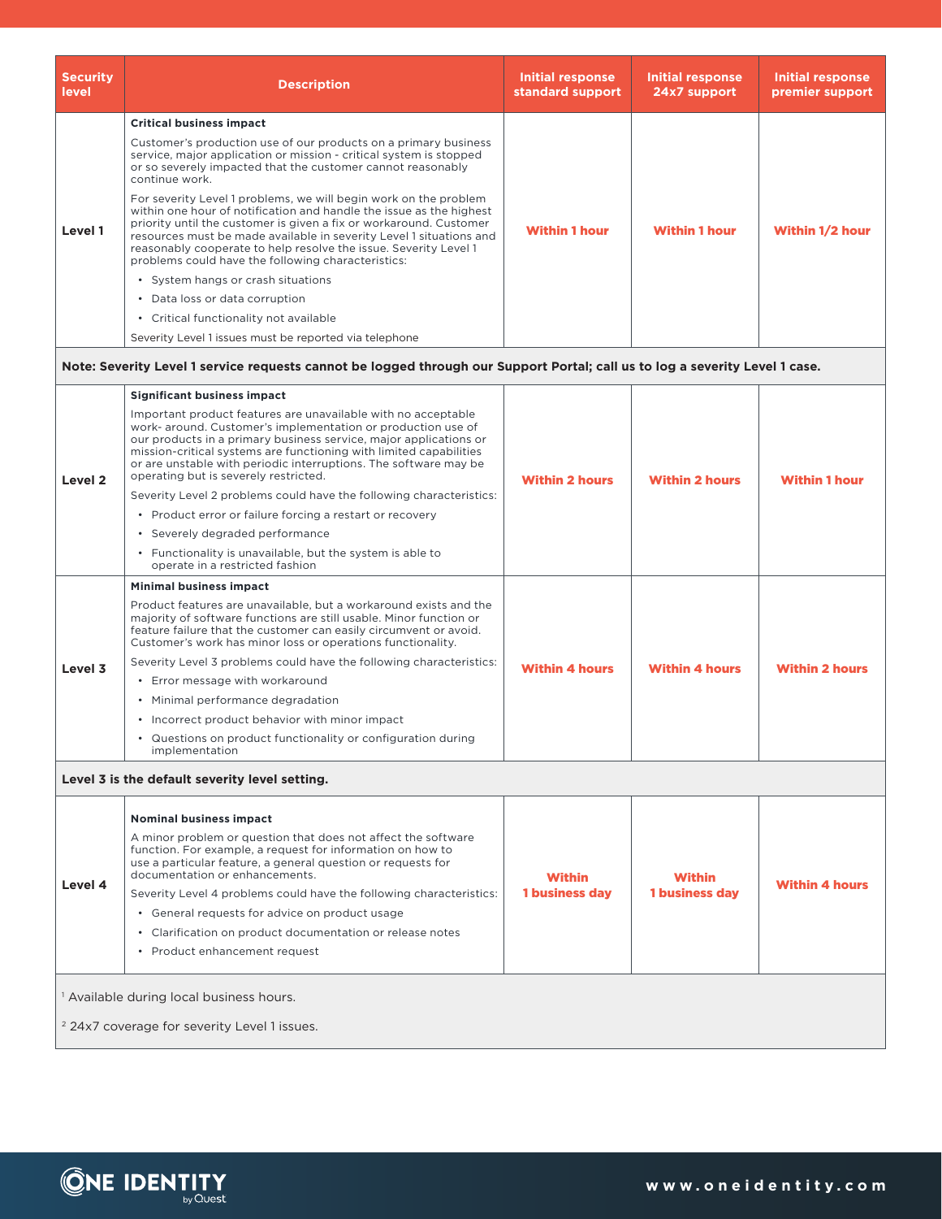| Security level | Description | Initial response standard support | Initial response 24x7 support | Initial response premier support |
|---|---|---|---|---|
| Level 1 | **Critical business impact**<br><br>Customer's production use of our products on a primary business service, major application or mission - critical system is stopped or so severely impacted that the customer cannot reasonably continue work.<br><br>For severity Level 1 problems, we will begin work on the problem within one hour of notification and handle the issue as the highest priority until the customer is given a fix or workaround. Customer resources must be made available in severity Level 1 situations and reasonably cooperate to help resolve the issue. Severity Level 1 problems could have the following characteristics:<br>• System hangs or crash situations<br>• Data loss or data corruption<br>• Critical functionality not available<br><br>Severity Level 1 issues must be reported via telephone | Within 1 hour | Within 1 hour | Within 1/2 hour |
| **Note: Severity Level 1 service requests cannot be logged through our Support Portal; call us to log a severity Level 1 case.** | | | | |
| Level 2 | **Significant business impact**<br><br>Important product features are unavailable with no acceptable work- around. Customer's implementation or production use of our products in a primary business service, major applications or mission-critical systems are functioning with limited capabilities or are unstable with periodic interruptions. The software may be operating but is severely restricted.<br><br>Severity Level 2 problems could have the following characteristics:<br>• Product error or failure forcing a restart or recovery<br>• Severely degraded performance<br>• Functionality is unavailable, but the system is able to operate in a restricted fashion | Within 2 hours | Within 2 hours | Within 1 hour |
| Level 3 | **Minimal business impact**<br><br>Product features are unavailable, but a workaround exists and the majority of software functions are still usable. Minor function or feature failure that the customer can easily circumvent or avoid. Customer's work has minor loss or operations functionality.<br><br>Severity Level 3 problems could have the following characteristics:<br>• Error message with workaround<br>• Minimal performance degradation<br>• Incorrect product behavior with minor impact<br>• Questions on product functionality or configuration during implementation | Within 4 hours | Within 4 hours | Within 2 hours |
| **Level 3 is the default severity level setting.** | | | | |
| Level 4 | **Nominal business impact**<br><br>A minor problem or question that does not affect the software function. For example, a request for information on how to use a particular feature, a general question or requests for documentation or enhancements.<br><br>Severity Level 4 problems could have the following characteristics:<br>• General requests for advice on product usage<br>• Clarification on product documentation or release notes<br>• Product enhancement request | Within 1 business day | Within 1 business day | Within 4 hours |

[1] Available during local business hours.

[2] 24x7 coverage for severity Level 1 issues.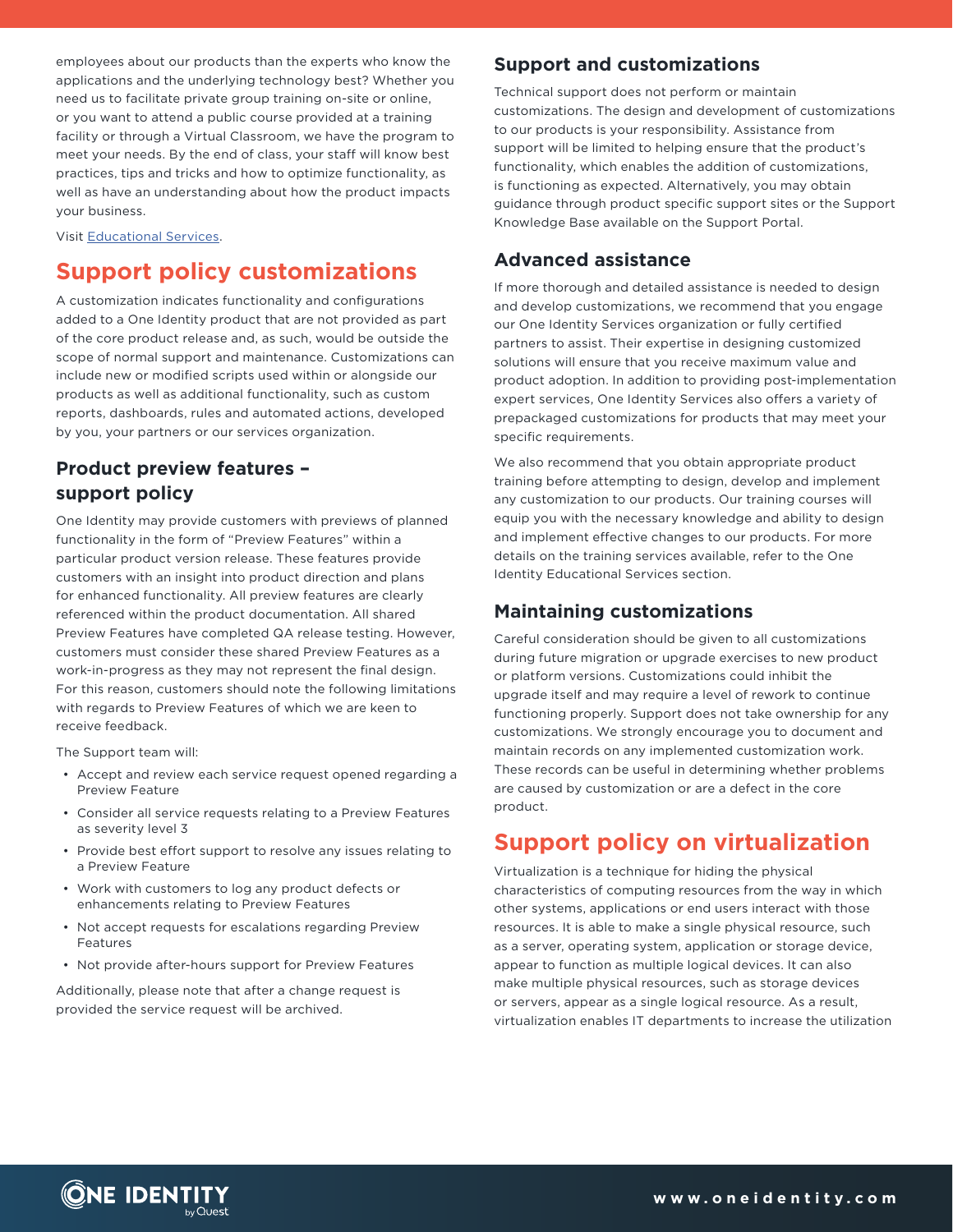employees about our products than the experts who know the applications and the underlying technology best? Whether you need us to facilitate private group training on-site or online, or you want to attend a public course provided at a training facility or through a Virtual Classroom, we have the program to meet your needs. By the end of class, your staff will know best practices, tips and tricks and how to optimize functionality, as well as have an understanding about how the product impacts your business.

Visit [Educational Services](#).

# Support policy customizations

A customization indicates functionality and configurations added to a One Identity product that are not provided as part of the core product release and, as such, would be outside the scope of normal support and maintenance. Customizations can include new or modified scripts used within or alongside our products as well as additional functionality, such as custom reports, dashboards, rules and automated actions, developed by you, your partners or our services organization.

## Product preview features – support policy

One Identity may provide customers with previews of planned functionality in the form of "Preview Features" within a particular product version release. These features provide customers with an insight into product direction and plans for enhanced functionality. All preview features are clearly referenced within the product documentation. All shared Preview Features have completed QA release testing. However, customers must consider these shared Preview Features as a work-in-progress as they may not represent the final design. For this reason, customers should note the following limitations with regards to Preview Features of which we are keen to receive feedback.

The Support team will:

- Accept and review each service request opened regarding a Preview Feature
- Consider all service requests relating to a Preview Features as severity level 3
- Provide best effort support to resolve any issues relating to a Preview Feature
- Work with customers to log any product defects or enhancements relating to Preview Features
- Not accept requests for escalations regarding Preview Features
- Not provide after-hours support for Preview Features

Additionally, please note that after a change request is provided the service request will be archived.

## Support and customizations

Technical support does not perform or maintain customizations. The design and development of customizations to our products is your responsibility. Assistance from support will be limited to helping ensure that the product's functionality, which enables the addition of customizations, is functioning as expected. Alternatively, you may obtain guidance through product specific support sites or the Support Knowledge Base available on the Support Portal.

## Advanced assistance

If more thorough and detailed assistance is needed to design and develop customizations, we recommend that you engage our One Identity Services organization or fully certified partners to assist. Their expertise in designing customized solutions will ensure that you receive maximum value and product adoption. In addition to providing post-implementation expert services, One Identity Services also offers a variety of prepackaged customizations for products that may meet your specific requirements.

We also recommend that you obtain appropriate product training before attempting to design, develop and implement any customization to our products. Our training courses will equip you with the necessary knowledge and ability to design and implement effective changes to our products. For more details on the training services available, refer to the One Identity Educational Services section.

## Maintaining customizations

Careful consideration should be given to all customizations during future migration or upgrade exercises to new product or platform versions. Customizations could inhibit the upgrade itself and may require a level of rework to continue functioning properly. Support does not take ownership for any customizations. We strongly encourage you to document and maintain records on any implemented customization work. These records can be useful in determining whether problems are caused by customization or are a defect in the core product.

# Support policy on virtualization

Virtualization is a technique for hiding the physical characteristics of computing resources from the way in which other systems, applications or end users interact with those resources. It is able to make a single physical resource, such as a server, operating system, application or storage device, appear to function as multiple logical devices. It can also make multiple physical resources, such as storage devices or servers, appear as a single logical resource. As a result, virtualization enables IT departments to increase the utilization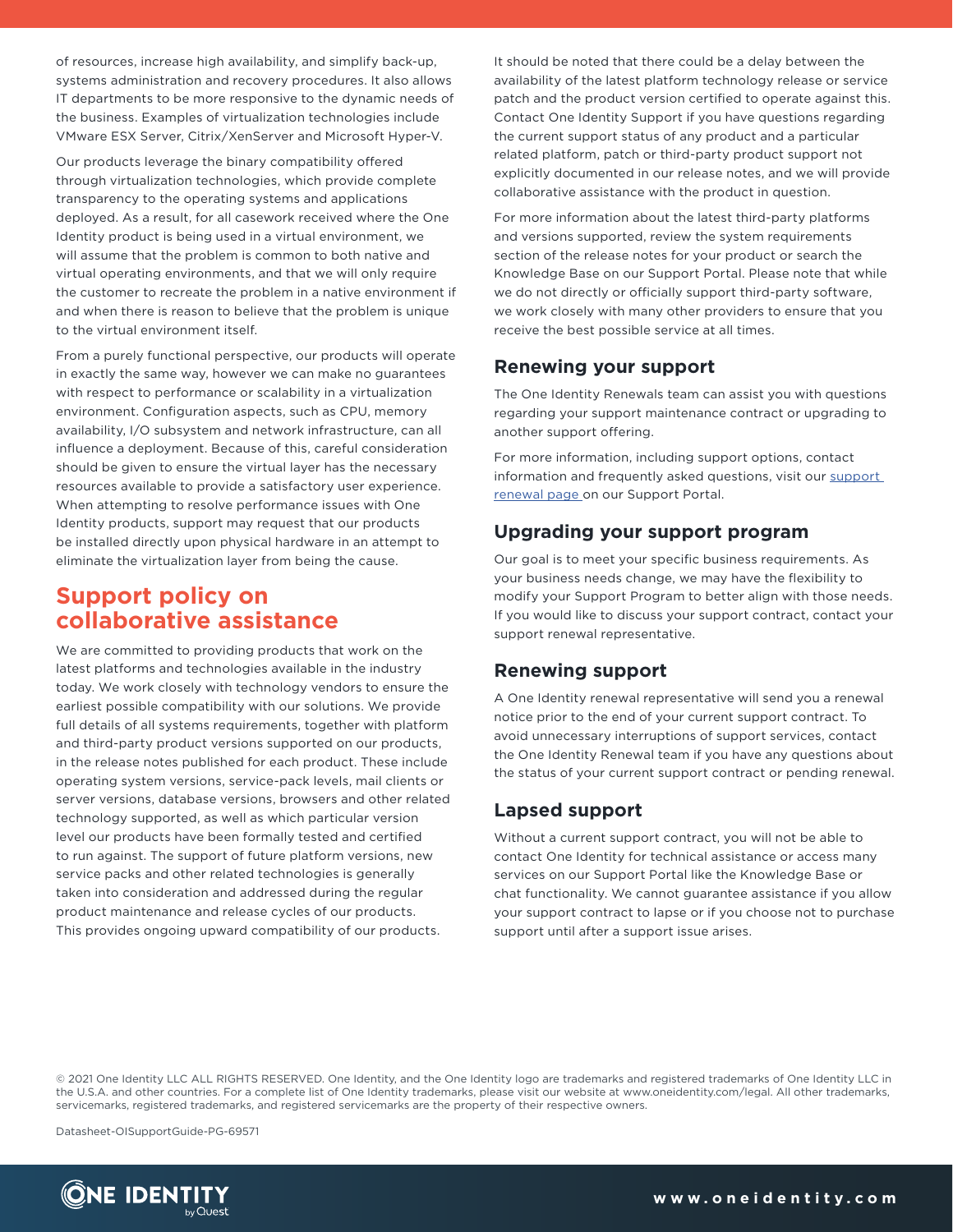of resources, increase high availability, and simplify back-up, systems administration and recovery procedures. It also allows IT departments to be more responsive to the dynamic needs of the business. Examples of virtualization technologies include VMware ESX Server, Citrix/XenServer and Microsoft Hyper-V.

Our products leverage the binary compatibility offered through virtualization technologies, which provide complete transparency to the operating systems and applications deployed. As a result, for all casework received where the One Identity product is being used in a virtual environment, we will assume that the problem is common to both native and virtual operating environments, and that we will only require the customer to recreate the problem in a native environment if and when there is reason to believe that the problem is unique to the virtual environment itself.

From a purely functional perspective, our products will operate in exactly the same way, however we can make no guarantees with respect to performance or scalability in a virtualization environment. Configuration aspects, such as CPU, memory availability, I/O subsystem and network infrastructure, can all influence a deployment. Because of this, careful consideration should be given to ensure the virtual layer has the necessary resources available to provide a satisfactory user experience. When attempting to resolve performance issues with One Identity products, support may request that our products be installed directly upon physical hardware in an attempt to eliminate the virtualization layer from being the cause.

## Support policy on collaborative assistance

We are committed to providing products that work on the latest platforms and technologies available in the industry today. We work closely with technology vendors to ensure the earliest possible compatibility with our solutions. We provide full details of all systems requirements, together with platform and third-party product versions supported on our products, in the release notes published for each product. These include operating system versions, service-pack levels, mail clients or server versions, database versions, browsers and other related technology supported, as well as which particular version level our products have been formally tested and certified to run against. The support of future platform versions, new service packs and other related technologies is generally taken into consideration and addressed during the regular product maintenance and release cycles of our products. This provides ongoing upward compatibility of our products.

It should be noted that there could be a delay between the availability of the latest platform technology release or service patch and the product version certified to operate against this. Contact One Identity Support if you have questions regarding the current support status of any product and a particular related platform, patch or third-party product support not explicitly documented in our release notes, and we will provide collaborative assistance with the product in question.

For more information about the latest third-party platforms and versions supported, review the system requirements section of the release notes for your product or search the Knowledge Base on our Support Portal. Please note that while we do not directly or officially support third-party software, we work closely with many other providers to ensure that you receive the best possible service at all times.

### Renewing your support

The One Identity Renewals team can assist you with questions regarding your support maintenance contract or upgrading to another support offering.

For more information, including support options, contact information and frequently asked questions, visit our support renewal page on our Support Portal.

### Upgrading your support program

Our goal is to meet your specific business requirements. As your business needs change, we may have the flexibility to modify your Support Program to better align with those needs. If you would like to discuss your support contract, contact your support renewal representative.

### Renewing support

A One Identity renewal representative will send you a renewal notice prior to the end of your current support contract. To avoid unnecessary interruptions of support services, contact the One Identity Renewal team if you have any questions about the status of your current support contract or pending renewal.

### Lapsed support

Without a current support contract, you will not be able to contact One Identity for technical assistance or access many services on our Support Portal like the Knowledge Base or chat functionality. We cannot guarantee assistance if you allow your support contract to lapse or if you choose not to purchase support until after a support issue arises.

© 2021 One Identity LLC ALL RIGHTS RESERVED. One Identity, and the One Identity logo are trademarks and registered trademarks of One Identity LLC in the U.S.A. and other countries. For a complete list of One Identity trademarks, please visit our website at www.oneidentity.com/legal. All other trademarks, servicemarks, registered trademarks, and registered servicemarks are the property of their respective owners.

Datasheet-OISupportGuide-PG-69571

ONE IDENTITY by Quest

www.oneidentity.com